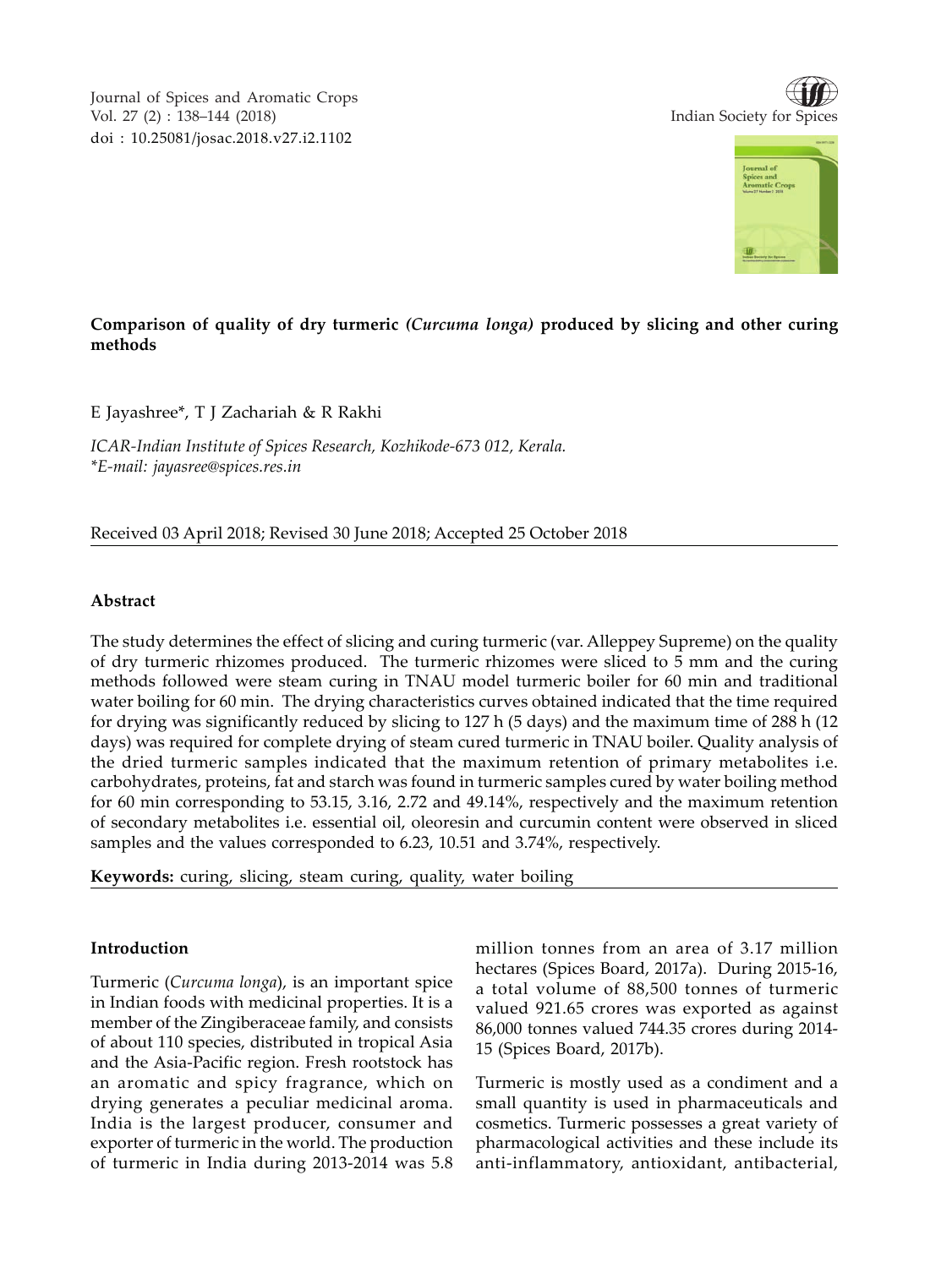Journal of Spices and Aromatic Crops
Vol. 27 (2) : 138–144 (2018)
doi : 10.25081/josac.2018.v27.i2.1102

Indian Society for Spices

## Comparison of quality of dry turmeric *(Curcuma longa)* produced by slicing and other curing methods

E Jayashree*, T J Zachariah & R Rakhi

*ICAR-Indian Institute of Spices Research, Kozhikode-673 012, Kerala.*
*\*E-mail: jayasree@spices.res.in*

Received 03 April 2018; Revised 30 June 2018; Accepted 25 October 2018

### Abstract

The study determines the effect of slicing and curing turmeric (var. Alleppey Supreme) on the quality of dry turmeric rhizomes produced. The turmeric rhizomes were sliced to 5 mm and the curing methods followed were steam curing in TNAU model turmeric boiler for 60 min and traditional water boiling for 60 min. The drying characteristics curves obtained indicated that the time required for drying was significantly reduced by slicing to 127 h (5 days) and the maximum time of 288 h (12 days) was required for complete drying of steam cured turmeric in TNAU boiler. Quality analysis of the dried turmeric samples indicated that the maximum retention of primary metabolites i.e. carbohydrates, proteins, fat and starch was found in turmeric samples cured by water boiling method for 60 min corresponding to 53.15, 3.16, 2.72 and 49.14%, respectively and the maximum retention of secondary metabolites i.e. essential oil, oleoresin and curcumin content were observed in sliced samples and the values corresponded to 6.23, 10.51 and 3.74%, respectively.

**Keywords:** curing, slicing, steam curing, quality, water boiling

### Introduction

Turmeric (*Curcuma longa*), is an important spice in Indian foods with medicinal properties. It is a member of the Zingiberaceae family, and consists of about 110 species, distributed in tropical Asia and the Asia-Pacific region. Fresh rootstock has an aromatic and spicy fragrance, which on drying generates a peculiar medicinal aroma. India is the largest producer, consumer and exporter of turmeric in the world. The production of turmeric in India during 2013-2014 was 5.8 million tonnes from an area of 3.17 million hectares (Spices Board, 2017a). During 2015-16, a total volume of 88,500 tonnes of turmeric valued 921.65 crores was exported as against 86,000 tonnes valued 744.35 crores during 2014-15 (Spices Board, 2017b).

Turmeric is mostly used as a condiment and a small quantity is used in pharmaceuticals and cosmetics. Turmeric possesses a great variety of pharmacological activities and these include its anti-inflammatory, antioxidant, antibacterial,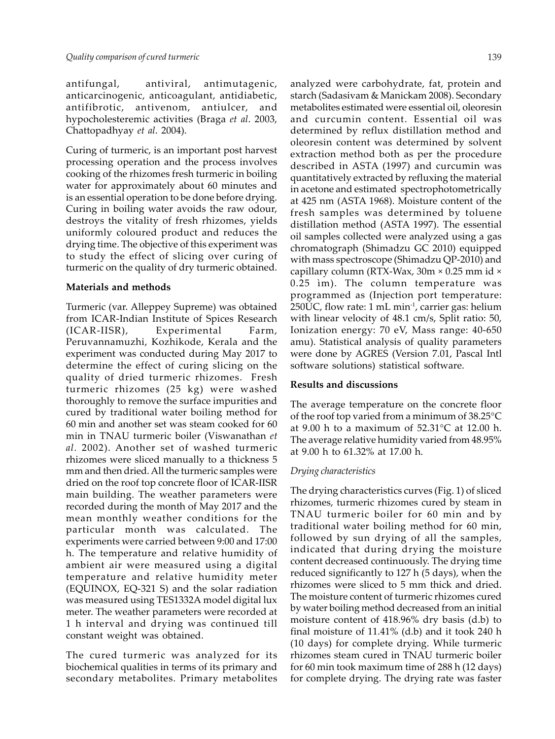antifungal, antiviral, antimutagenic, anticarcinogenic, anticoagulant, antidiabetic, antifibrotic, antivenom, antiulcer, and hypocholesteremic activities (Braga *et al*. 2003, Chattopadhyay *et al*. 2004).

Curing of turmeric, is an important post harvest processing operation and the process involves cooking of the rhizomes fresh turmeric in boiling water for approximately about 60 minutes and is an essential operation to be done before drying. Curing in boiling water avoids the raw odour, destroys the vitality of fresh rhizomes, yields uniformly coloured product and reduces the drying time. The objective of this experiment was to study the effect of slicing over curing of turmeric on the quality of dry turmeric obtained.

### Materials and methods

Turmeric (var. Alleppey Supreme) was obtained from ICAR-Indian Institute of Spices Research (ICAR-IISR), Experimental Farm, Peruvannamuzhi, Kozhikode, Kerala and the experiment was conducted during May 2017 to determine the effect of curing slicing on the quality of dried turmeric rhizomes. Fresh turmeric rhizomes (25 kg) were washed thoroughly to remove the surface impurities and cured by traditional water boiling method for 60 min and another set was steam cooked for 60 min in TNAU turmeric boiler (Viswanathan *et al*. 2002). Another set of washed turmeric rhizomes were sliced manually to a thickness 5 mm and then dried. All the turmeric samples were dried on the roof top concrete floor of ICAR-IISR main building. The weather parameters were recorded during the month of May 2017 and the mean monthly weather conditions for the particular month was calculated. The experiments were carried between 9:00 and 17:00 h. The temperature and relative humidity of ambient air were measured using a digital temperature and relative humidity meter (EQUINOX, EQ-321 S) and the solar radiation was measured using TES1332A model digital lux meter. The weather parameters were recorded at 1 h interval and drying was continued till constant weight was obtained.

The cured turmeric was analyzed for its biochemical qualities in terms of its primary and secondary metabolites. Primary metabolites analyzed were carbohydrate, fat, protein and starch (Sadasivam & Manickam 2008). Secondary metabolites estimated were essential oil, oleoresin and curcumin content. Essential oil was determined by reflux distillation method and oleoresin content was determined by solvent extraction method both as per the procedure described in ASTA (1997) and curcumin was quantitatively extracted by refluxing the material in acetone and estimated spectrophotometrically at 425 nm (ASTA 1968). Moisture content of the fresh samples was determined by toluene distillation method (ASTA 1997). The essential oil samples collected were analyzed using a gas chromatograph (Shimadzu GC 2010) equipped with mass spectroscope (Shimadzu QP-2010) and capillary column (RTX-Wax, 30m × 0.25 mm id × 0.25 ìm). The column temperature was programmed as (Injection port temperature: 250ÚC, flow rate: 1 mL min$^{-1}$, carrier gas: helium with linear velocity of 48.1 cm/s, Split ratio: 50, Ionization energy: 70 eV, Mass range: 40-650 amu). Statistical analysis of quality parameters were done by AGRES (Version 7.01, Pascal Intl software solutions) statistical software.

### Results and discussions

The average temperature on the concrete floor of the roof top varied from a minimum of 38.25°C at 9.00 h to a maximum of 52.31°C at 12.00 h. The average relative humidity varied from 48.95% at 9.00 h to 61.32% at 17.00 h.

#### *Drying characteristics*

The drying characteristics curves (Fig. 1) of sliced rhizomes, turmeric rhizomes cured by steam in TNAU turmeric boiler for 60 min and by traditional water boiling method for 60 min, followed by sun drying of all the samples, indicated that during drying the moisture content decreased continuously. The drying time reduced significantly to 127 h (5 days), when the rhizomes were sliced to 5 mm thick and dried. The moisture content of turmeric rhizomes cured by water boiling method decreased from an initial moisture content of 418.96% dry basis (d.b) to final moisture of 11.41% (d.b) and it took 240 h (10 days) for complete drying. While turmeric rhizomes steam cured in TNAU turmeric boiler for 60 min took maximum time of 288 h (12 days) for complete drying. The drying rate was faster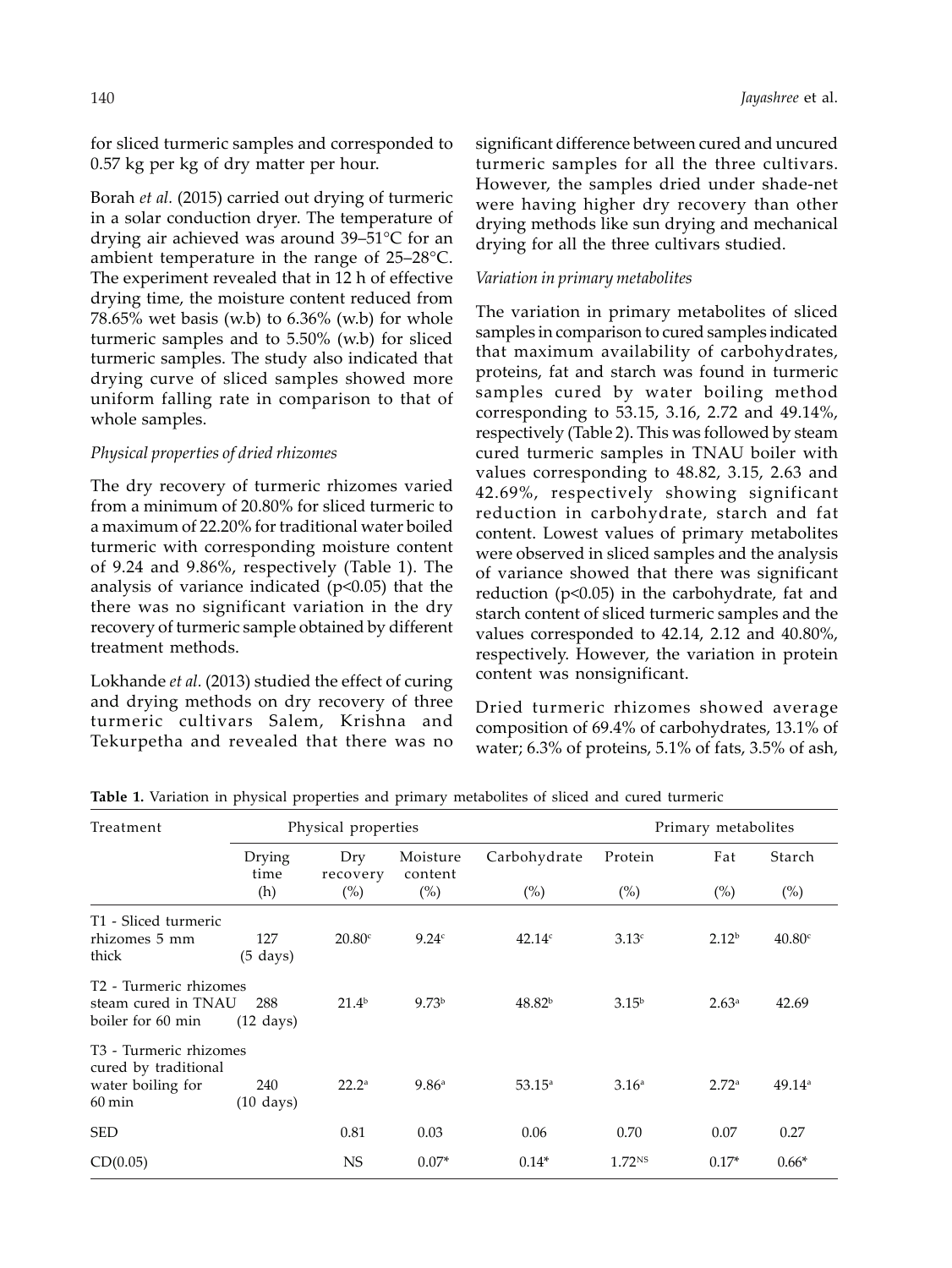for sliced turmeric samples and corresponded to 0.57 kg per kg of dry matter per hour.

Borah *et al.* (2015) carried out drying of turmeric in a solar conduction dryer. The temperature of drying air achieved was around 39–51°C for an ambient temperature in the range of 25–28°C. The experiment revealed that in 12 h of effective drying time, the moisture content reduced from 78.65% wet basis (w.b) to 6.36% (w.b) for whole turmeric samples and to 5.50% (w.b) for sliced turmeric samples. The study also indicated that drying curve of sliced samples showed more uniform falling rate in comparison to that of whole samples.

### *Physical properties of dried rhizomes*

The dry recovery of turmeric rhizomes varied from a minimum of 20.80% for sliced turmeric to a maximum of 22.20% for traditional water boiled turmeric with corresponding moisture content of 9.24 and 9.86%, respectively (Table 1). The analysis of variance indicated ($p<0.05$) that the there was no significant variation in the dry recovery of turmeric sample obtained by different treatment methods.

Lokhande *et al.* (2013) studied the effect of curing and drying methods on dry recovery of three turmeric cultivars Salem, Krishna and Tekurpetha and revealed that there was no significant difference between cured and uncured turmeric samples for all the three cultivars. However, the samples dried under shade-net were having higher dry recovery than other drying methods like sun drying and mechanical drying for all the three cultivars studied.

### *Variation in primary metabolites*

The variation in primary metabolites of sliced samples in comparison to cured samples indicated that maximum availability of carbohydrates, proteins, fat and starch was found in turmeric samples cured by water boiling method corresponding to 53.15, 3.16, 2.72 and 49.14%, respectively (Table 2). This was followed by steam cured turmeric samples in TNAU boiler with values corresponding to 48.82, 3.15, 2.63 and 42.69%, respectively showing significant reduction in carbohydrate, starch and fat content. Lowest values of primary metabolites were observed in sliced samples and the analysis of variance showed that there was significant reduction ($p<0.05$) in the carbohydrate, fat and starch content of sliced turmeric samples and the values corresponded to 42.14, 2.12 and 40.80%, respectively. However, the variation in protein content was nonsignificant.

Dried turmeric rhizomes showed average composition of 69.4% of carbohydrates, 13.1% of water; 6.3% of proteins, 5.1% of fats, 3.5% of ash,

**Table 1.** Variation in physical properties and primary metabolites of sliced and cured turmeric

| Treatment | Physical properties | | | Primary metabolites | | | |
|---|---|---|---|---|---|---|---|
| | Drying time (h) | Dry recovery (%) | Moisture content (%) | Carbohydrate (%) | Protein (%) | Fat (%) | Starch (%) |
| T1 - Sliced turmeric rhizomes 5 mm thick | 127 (5 days) | 20.80[c] | 9.24[c] | 42.14[c] | 3.13[c] | 2.12[b] | 40.80[c] |
| T2 - Turmeric rhizomes steam cured in TNAU boiler for 60 min | 288 (12 days) | 21.4[b] | 9.73[b] | 48.82[b] | 3.15[b] | 2.63[a] | 42.69 |
| T3 - Turmeric rhizomes cured by traditional water boiling for 60 min | 240 (10 days) | 22.2[a] | 9.86[a] | 53.15[a] | 3.16[a] | 2.72[a] | 49.14[a] |
| SED | | 0.81 | 0.03 | 0.06 | 0.70 | 0.07 | 0.27 |
| CD(0.05) | | NS | 0.07* | 0.14* | 1.72[NS] | 0.17* | 0.66* |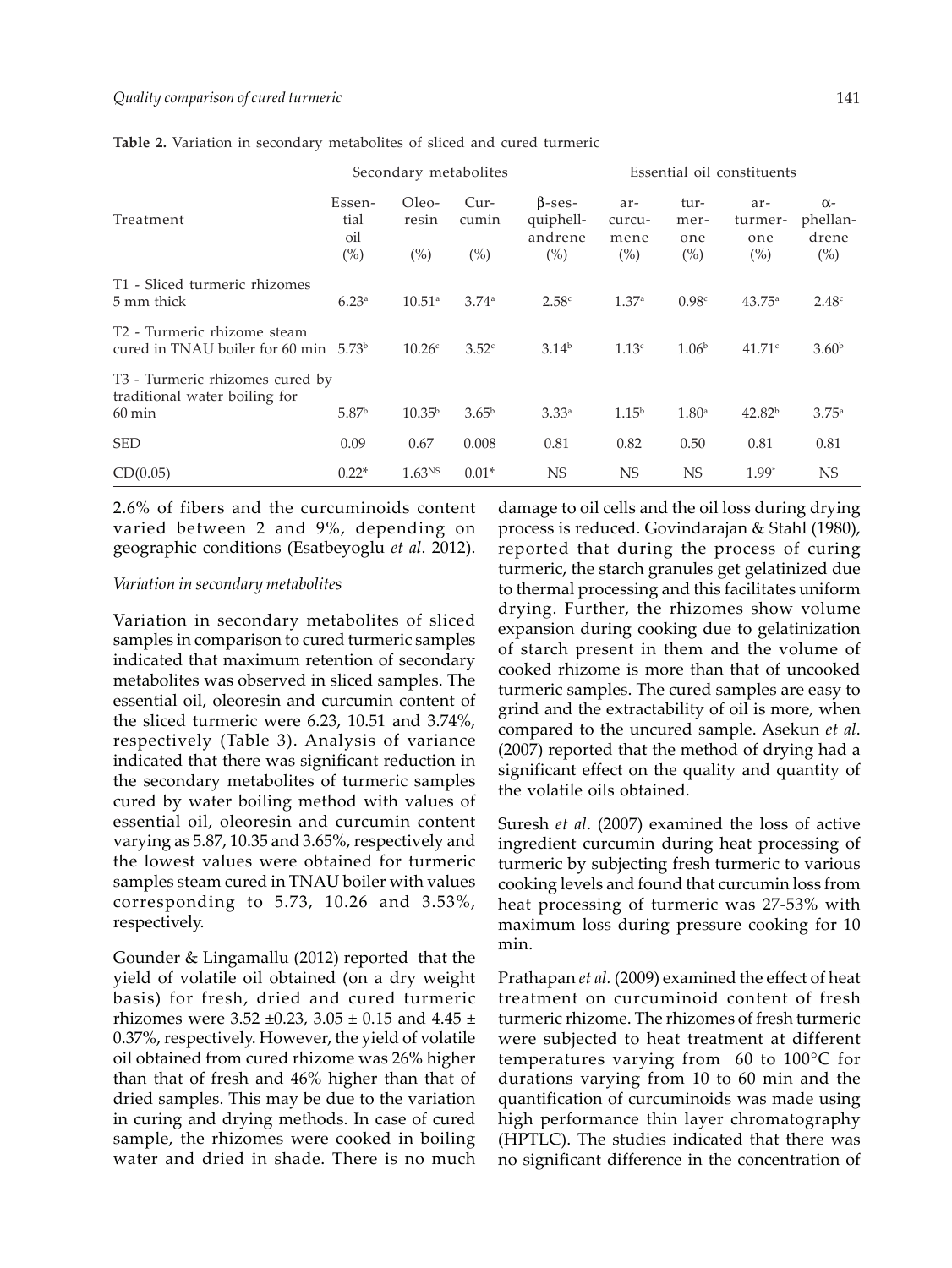**Table 2.** Variation in secondary metabolites of sliced and cured turmeric

| Treatment | Secondary metabolites | | | Essential oil constituents | | | | |
|---|---|---|---|---|---|---|---|---|
| | Essential oil (%) | Oleoresin (%) | Curcumin (%) | β-sesquiphellandrene (%) | ar-curcumene (%) | turmerone (%) | ar-turmerone (%) | α-phellandrene (%) |
| T1 - Sliced turmeric rhizomes 5 mm thick | 6.23[a] | 10.51[a] | 3.74[a] | 2.58[c] | 1.37[a] | 0.98[c] | 43.75[a] | 2.48[c] |
| T2 - Turmeric rhizome steam cured in TNAU boiler for 60 min | 5.73[b] | 10.26[c] | 3.52[c] | 3.14[b] | 1.13[c] | 1.06[b] | 41.71[c] | 3.60[b] |
| T3 - Turmeric rhizomes cured by traditional water boiling for 60 min | 5.87[b] | 10.35[b] | 3.65[b] | 3.33[a] | 1.15[b] | 1.80[a] | 42.82[b] | 3.75[a] |
| SED | 0.09 | 0.67 | 0.008 | 0.81 | 0.82 | 0.50 | 0.81 | 0.81 |
| CD(0.05) | 0.22* | 1.63[NS] | 0.01* | NS | NS | NS | 1.99* | NS |

2.6% of fibers and the curcuminoids content varied between 2 and 9%, depending on geographic conditions (Esatbeyoglu *et al*. 2012).

### *Variation in secondary metabolites*

Variation in secondary metabolites of sliced samples in comparison to cured turmeric samples indicated that maximum retention of secondary metabolites was observed in sliced samples. The essential oil, oleoresin and curcumin content of the sliced turmeric were 6.23, 10.51 and 3.74%, respectively (Table 3). Analysis of variance indicated that there was significant reduction in the secondary metabolites of turmeric samples cured by water boiling method with values of essential oil, oleoresin and curcumin content varying as 5.87, 10.35 and 3.65%, respectively and the lowest values were obtained for turmeric samples steam cured in TNAU boiler with values corresponding to 5.73, 10.26 and 3.53%, respectively.

Gounder & Lingamallu (2012) reported that the yield of volatile oil obtained (on a dry weight basis) for fresh, dried and cured turmeric rhizomes were 3.52 ±0.23, 3.05 ± 0.15 and 4.45 ± 0.37%, respectively. However, the yield of volatile oil obtained from cured rhizome was 26% higher than that of fresh and 46% higher than that of dried samples. This may be due to the variation in curing and drying methods. In case of cured sample, the rhizomes were cooked in boiling water and dried in shade. There is no much damage to oil cells and the oil loss during drying process is reduced. Govindarajan & Stahl (1980), reported that during the process of curing turmeric, the starch granules get gelatinized due to thermal processing and this facilitates uniform drying. Further, the rhizomes show volume expansion during cooking due to gelatinization of starch present in them and the volume of cooked rhizome is more than that of uncooked turmeric samples. The cured samples are easy to grind and the extractability of oil is more, when compared to the uncured sample. Asekun *et al*. (2007) reported that the method of drying had a significant effect on the quality and quantity of the volatile oils obtained.

Suresh *et al*. (2007) examined the loss of active ingredient curcumin during heat processing of turmeric by subjecting fresh turmeric to various cooking levels and found that curcumin loss from heat processing of turmeric was 27-53% with maximum loss during pressure cooking for 10 min.

Prathapan *et al.* (2009) examined the effect of heat treatment on curcuminoid content of fresh turmeric rhizome. The rhizomes of fresh turmeric were subjected to heat treatment at different temperatures varying from 60 to 100°C for durations varying from 10 to 60 min and the quantification of curcuminoids was made using high performance thin layer chromatography (HPTLC). The studies indicated that there was no significant difference in the concentration of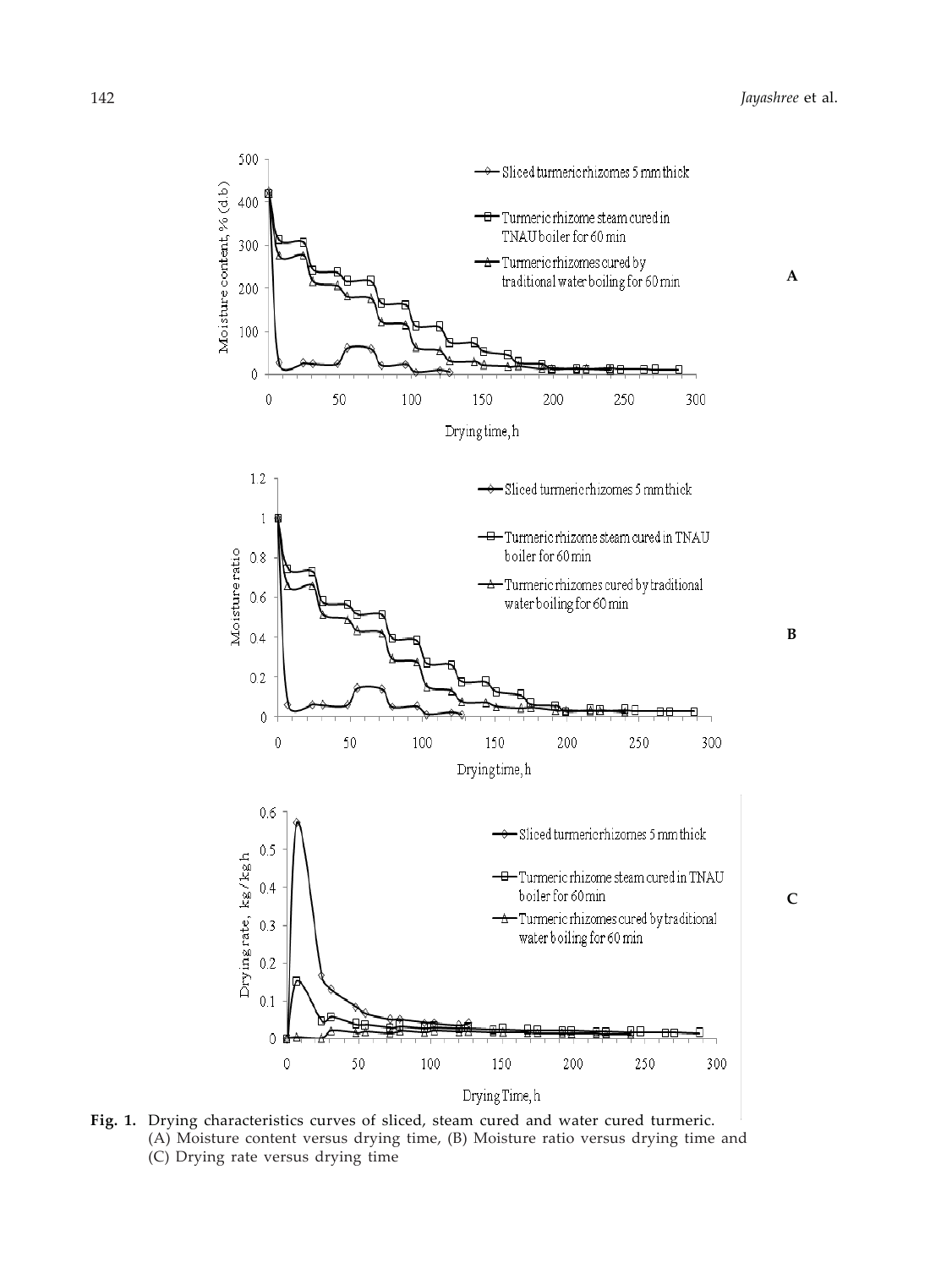500
400
300
200
100
0
Moisture content, % (d.b)
0 50 100 150 200 250 300
Drying time, h
Sliced turmeric rhizomes 5 mm thick
Turmeric rhizome steam cured in TNAU boiler for 60 min
Turmeric rhizomes cured by traditional water boiling for 60 min
A

1.2
1
0.8
0.6
0.4
0.2
0
Moisture ratio
0 50 100 150 200 250 300
Drying time, h
Sliced turmeric rhizomes 5 mm thick
Turmeric rhizome steam cured in TNAU boiler for 60 min
Turmeric rhizomes cured by traditional water boiling for 60 min
B

0.6
0.5
0.4
0.3
0.2
0.1
0
Drying rate, kg/kg h
0 50 100 150 200 250 300
Drying Time, h
Sliced turmeric rhizomes 5 mm thick
Turmeric rhizome steam cured in TNAU boiler for 60 min
Turmeric rhizomes cured by traditional water boiling for 60 min
C

**Fig. 1.** Drying characteristics curves of sliced, steam cured and water cured turmeric. (A) Moisture content versus drying time, (B) Moisture ratio versus drying time and (C) Drying rate versus drying time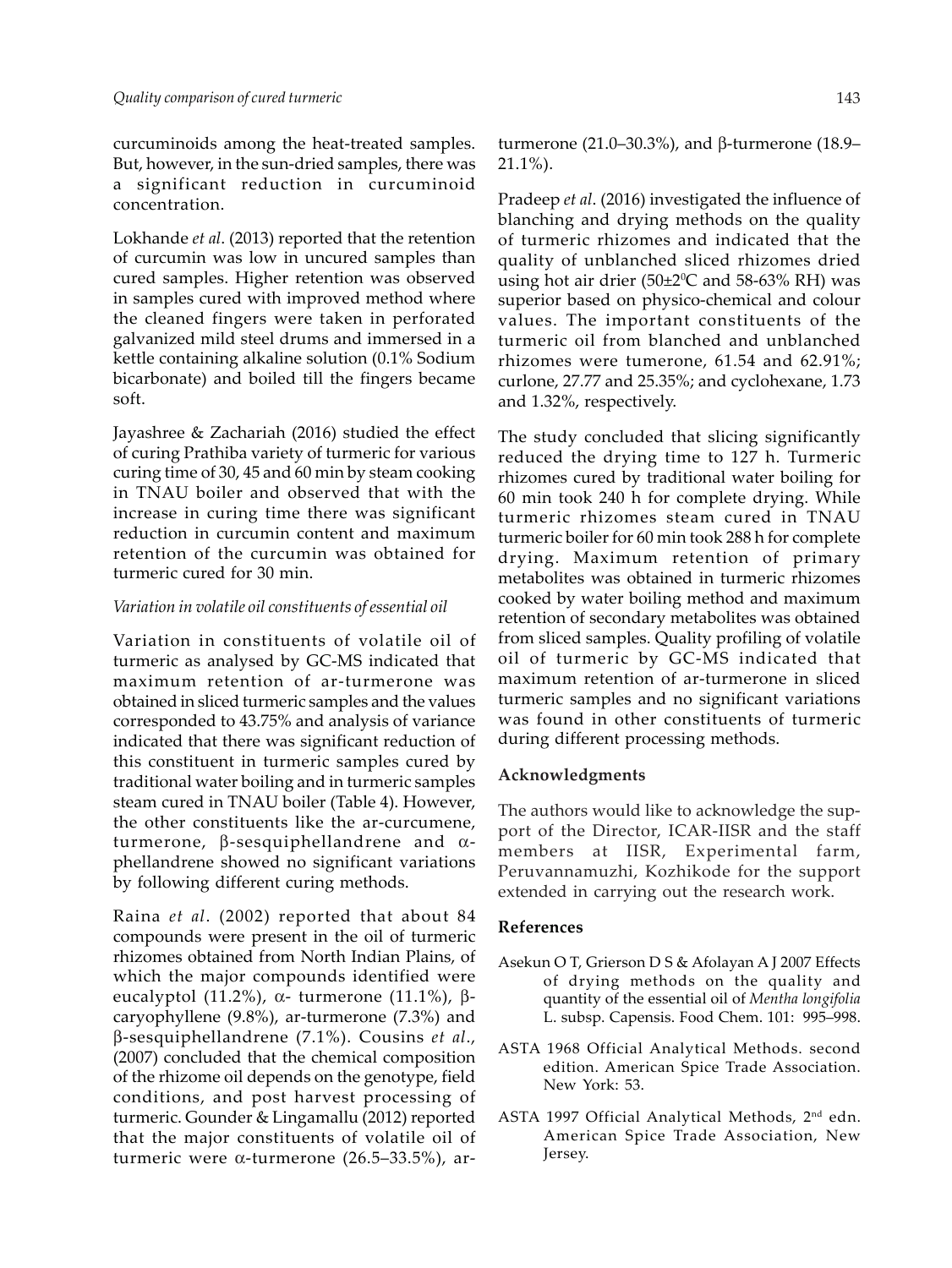curcuminoids among the heat-treated samples. But, however, in the sun-dried samples, there was a significant reduction in curcuminoid concentration.

Lokhande *et al*. (2013) reported that the retention of curcumin was low in uncured samples than cured samples. Higher retention was observed in samples cured with improved method where the cleaned fingers were taken in perforated galvanized mild steel drums and immersed in a kettle containing alkaline solution (0.1% Sodium bicarbonate) and boiled till the fingers became soft.

Jayashree & Zachariah (2016) studied the effect of curing Prathiba variety of turmeric for various curing time of 30, 45 and 60 min by steam cooking in TNAU boiler and observed that with the increase in curing time there was significant reduction in curcumin content and maximum retention of the curcumin was obtained for turmeric cured for 30 min.

### *Variation in volatile oil constituents of essential oil*

Variation in constituents of volatile oil of turmeric as analysed by GC-MS indicated that maximum retention of ar-turmerone was obtained in sliced turmeric samples and the values corresponded to 43.75% and analysis of variance indicated that there was significant reduction of this constituent in turmeric samples cured by traditional water boiling and in turmeric samples steam cured in TNAU boiler (Table 4). However, the other constituents like the ar-curcumene, turmerone, β-sesquiphellandrene and α-phellandrene showed no significant variations by following different curing methods.

Raina *et al*. (2002) reported that about 84 compounds were present in the oil of turmeric rhizomes obtained from North Indian Plains, of which the major compounds identified were eucalyptol (11.2%), α- turmerone (11.1%), β-caryophyllene (9.8%), ar-turmerone (7.3%) and β-sesquiphellandrene (7.1%). Cousins *et al*., (2007) concluded that the chemical composition of the rhizome oil depends on the genotype, field conditions, and post harvest processing of turmeric. Gounder & Lingamallu (2012) reported that the major constituents of volatile oil of turmeric were α-turmerone (26.5–33.5%), ar-turmerone (21.0–30.3%), and β-turmerone (18.9–21.1%).

Pradeep *et al*. (2016) investigated the influence of blanching and drying methods on the quality of turmeric rhizomes and indicated that the quality of unblanched sliced rhizomes dried using hot air drier (50±2°C and 58-63% RH) was superior based on physico-chemical and colour values. The important constituents of the turmeric oil from blanched and unblanched rhizomes were tumerone, 61.54 and 62.91%; curlone, 27.77 and 25.35%; and cyclohexane, 1.73 and 1.32%, respectively.

The study concluded that slicing significantly reduced the drying time to 127 h. Turmeric rhizomes cured by traditional water boiling for 60 min took 240 h for complete drying. While turmeric rhizomes steam cured in TNAU turmeric boiler for 60 min took 288 h for complete drying. Maximum retention of primary metabolites was obtained in turmeric rhizomes cooked by water boiling method and maximum retention of secondary metabolites was obtained from sliced samples. Quality profiling of volatile oil of turmeric by GC-MS indicated that maximum retention of ar-turmerone in sliced turmeric samples and no significant variations was found in other constituents of turmeric during different processing methods.

## Acknowledgments

The authors would like to acknowledge the support of the Director, ICAR-IISR and the staff members at IISR, Experimental farm, Peruvannamuzhi, Kozhikode for the support extended in carrying out the research work.

## References

Asekun O T, Grierson D S & Afolayan A J 2007 Effects of drying methods on the quality and quantity of the essential oil of *Mentha longifolia* L. subsp. Capensis. Food Chem. 101: 995–998.

ASTA 1968 Official Analytical Methods. second edition. American Spice Trade Association. New York: 53.

ASTA 1997 Official Analytical Methods, 2nd edn. American Spice Trade Association, New Jersey.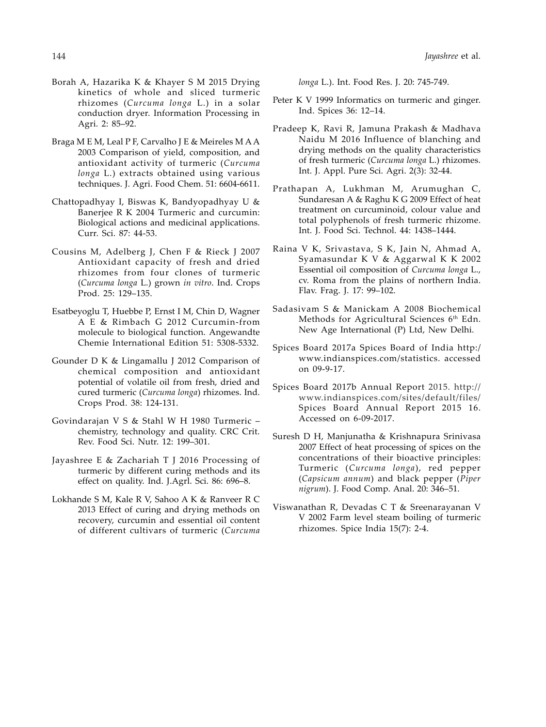Borah A, Hazarika K & Khayer S M 2015 Drying kinetics of whole and sliced turmeric rhizomes (*Curcuma longa* L.) in a solar conduction dryer. Information Processing in Agri. 2: 85–92.

Braga M E M, Leal P F, Carvalho J E & Meireles M A A 2003 Comparison of yield, composition, and antioxidant activity of turmeric (*Curcuma longa* L.) extracts obtained using various techniques. J. Agri. Food Chem. 51: 6604-6611.

Chattopadhyay I, Biswas K, Bandyopadhyay U & Banerjee R K 2004 Turmeric and curcumin: Biological actions and medicinal applications. Curr. Sci. 87: 44-53.

Cousins M, Adelberg J, Chen F & Rieck J 2007 Antioxidant capacity of fresh and dried rhizomes from four clones of turmeric (*Curcuma longa* L.) grown *in vitro*. Ind. Crops Prod. 25: 129–135.

Esatbeyoglu T, Huebbe P, Ernst I M, Chin D, Wagner A E & Rimbach G 2012 Curcumin-from molecule to biological function. Angewandte Chemie International Edition 51: 5308-5332.

Gounder D K & Lingamallu J 2012 Comparison of chemical composition and antioxidant potential of volatile oil from fresh, dried and cured turmeric (*Curcuma longa*) rhizomes. Ind. Crops Prod. 38: 124-131.

Govindarajan V S & Stahl W H 1980 Turmeric – chemistry, technology and quality. CRC Crit. Rev. Food Sci. Nutr. 12: 199–301.

Jayashree E & Zachariah T J 2016 Processing of turmeric by different curing methods and its effect on quality. Ind. J.Agrl. Sci. 86: 696–8.

Lokhande S M, Kale R V, Sahoo A K & Ranveer R C 2013 Effect of curing and drying methods on recovery, curcumin and essential oil content of different cultivars of turmeric (*Curcuma longa* L.). Int. Food Res. J. 20: 745-749.

Peter K V 1999 Informatics on turmeric and ginger. Ind. Spices 36: 12–14.

Pradeep K, Ravi R, Jamuna Prakash & Madhava Naidu M 2016 Influence of blanching and drying methods on the quality characteristics of fresh turmeric (*Curcuma longa* L.) rhizomes. Int. J. Appl. Pure Sci. Agri. 2(3): 32-44.

Prathapan A, Lukhman M, Arumughan C, Sundaresan A & Raghu K G 2009 Effect of heat treatment on curcuminoid, colour value and total polyphenols of fresh turmeric rhizome. Int. J. Food Sci. Technol. 44: 1438–1444.

Raina V K, Srivastava, S K, Jain N, Ahmad A, Syamasundar K V & Aggarwal K K 2002 Essential oil composition of *Curcuma longa* L., cv. Roma from the plains of northern India. Flav. Frag. J. 17: 99–102.

Sadasivam S & Manickam A 2008 Biochemical Methods for Agricultural Sciences 6th Edn. New Age International (P) Ltd, New Delhi.

Spices Board 2017a Spices Board of India http:/ www.indianspices.com/statistics. accessed on 09-9-17.

Spices Board 2017b Annual Report 2015. http:// www.indianspices.com/sites/default/files/ Spices Board Annual Report 2015 16. Accessed on 6-09-2017.

Suresh D H, Manjunatha & Krishnapura Srinivasa 2007 Effect of heat processing of spices on the concentrations of their bioactive principles: Turmeric (*Curcuma longa*), red pepper (*Capsicum annum*) and black pepper (*Piper nigrum*). J. Food Comp. Anal. 20: 346–51.

Viswanathan R, Devadas C T & Sreenarayanan V V 2002 Farm level steam boiling of turmeric rhizomes. Spice India 15(7): 2-4.